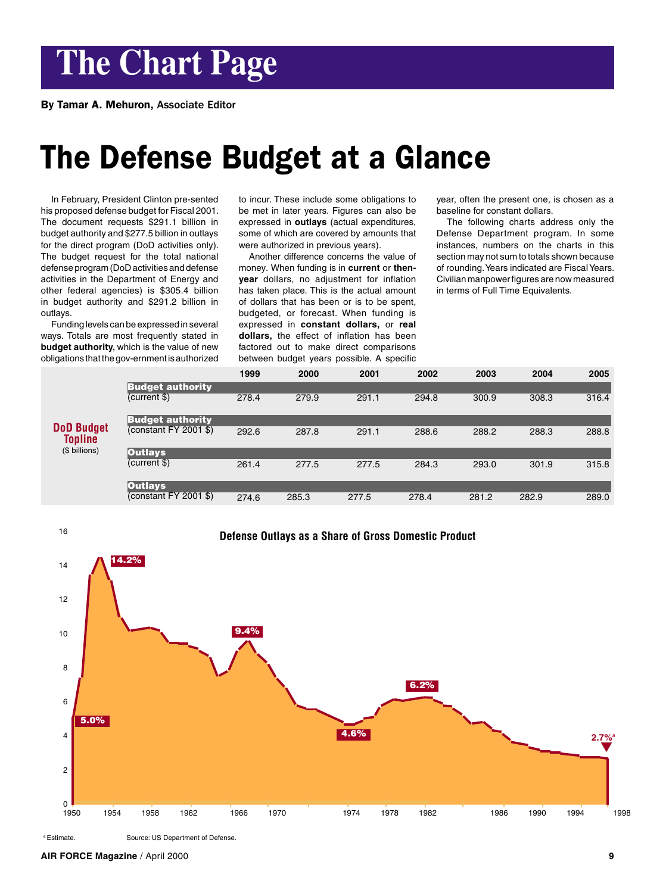# The Chart Page

**By Tamar A. Mehuron,** Associate Editor

# The Defense Budget at a Glance

In February, President Clinton pre-sented his proposed defense budget for Fiscal 2001. The document requests $291.1 billion in budget authority and $277.5 billion in outlays for the direct program (DoD activities only). The budget request for the total national defense program (DoD activities and defense activities in the Department of Energy and other federal agencies) is $305.4 billion in budget authority and $291.2 billion in outlays.

Funding levels can be expressed in several ways. Totals are most frequently stated in **budget authority,** which is the value of new obligations that the gov-ernment is authorized to incur. These include some obligations to be met in later years. Figures can also be expressed in **outlays** (actual expenditures, some of which are covered by amounts that were authorized in previous years).

Another difference concerns the value of money. When funding is in **current** or **then-year** dollars, no adjustment for inflation has taken place. This is the actual amount of dollars that has been or is to be spent, budgeted, or forecast. When funding is expressed in **constant dollars,** or **real dollars,** the effect of inflation has been factored out to make direct comparisons between budget years possible. A specific year, often the present one, is chosen as a baseline for constant dollars.

The following charts address only the Defense Department program. In some instances, numbers on the charts in this section may not sum to totals shown because of rounding. Years indicated are Fiscal Years. Civilian manpower figures are now measured in terms of Full Time Equivalents.

**DoD Budget Topline** ($ billions)

| | 1999 | 2000 | 2001 | 2002 | 2003 | 2004 | 2005 |
|---|---|---|---|---|---|---|---|
| **Budget authority** (current $) | 278.4 | 279.9 | 291.1 | 294.8 | 300.9 | 308.3 | 316.4 |
| **Budget authority** (constant FY 2001 $) | 292.6 | 287.8 | 291.1 | 288.6 | 288.2 | 288.3 | 288.8 |
| **Outlays** (current $) | 261.4 | 277.5 | 277.5 | 284.3 | 293.0 | 301.9 | 315.8 |
| **Outlays** (constant FY 2001 $) | 274.6 | 285.3 | 277.5 | 278.4 | 281.2 | 282.9 | 289.0 |

**Defense Outlays as a Share of Gross Domestic Product**

Labeled values: 1950: 5.0%; peak: 14.2%; 9.4%; 4.6%; 6.2%; 2.7%[a]

[a] Estimate.

Source: US Department of Defense.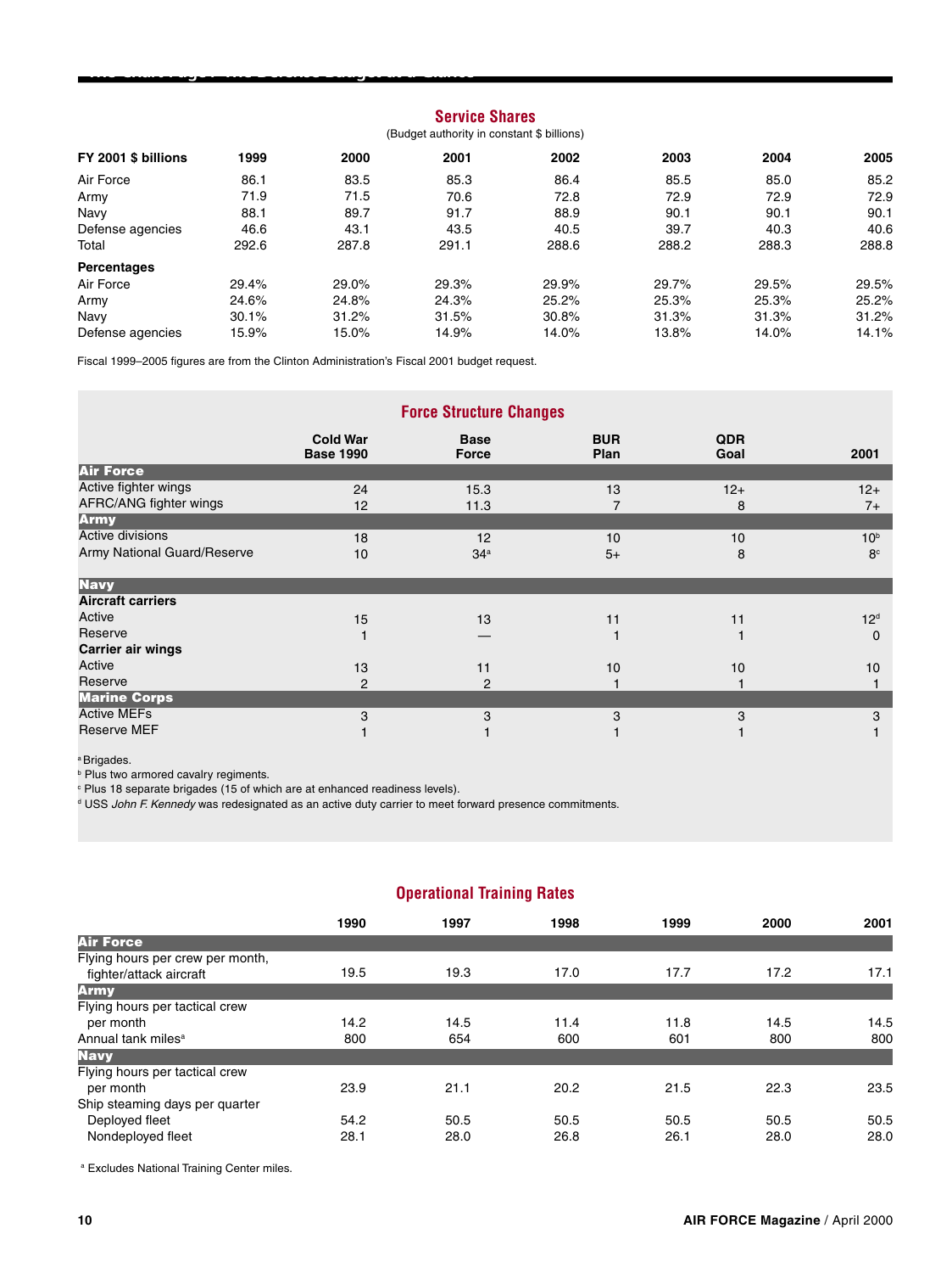## Service Shares

(Budget authority in constant $ billions)

| FY 2001 $ billions | 1999 | 2000 | 2001 | 2002 | 2003 | 2004 | 2005 |
|---|---|---|---|---|---|---|---|
| Air Force | 86.1 | 83.5 | 85.3 | 86.4 | 85.5 | 85.0 | 85.2 |
| Army | 71.9 | 71.5 | 70.6 | 72.8 | 72.9 | 72.9 | 72.9 |
| Navy | 88.1 | 89.7 | 91.7 | 88.9 | 90.1 | 90.1 | 90.1 |
| Defense agencies | 46.6 | 43.1 | 43.5 | 40.5 | 39.7 | 40.3 | 40.6 |
| Total | 292.6 | 287.8 | 291.1 | 288.6 | 288.2 | 288.3 | 288.8 |
| **Percentages** | | | | | | | |
| Air Force | 29.4% | 29.0% | 29.3% | 29.9% | 29.7% | 29.5% | 29.5% |
| Army | 24.6% | 24.8% | 24.3% | 25.2% | 25.3% | 25.3% | 25.2% |
| Navy | 30.1% | 31.2% | 31.5% | 30.8% | 31.3% | 31.3% | 31.2% |
| Defense agencies | 15.9% | 15.0% | 14.9% | 14.0% | 13.8% | 14.0% | 14.1% |

Fiscal 1999–2005 figures are from the Clinton Administration's Fiscal 2001 budget request.

## Force Structure Changes

| | Cold War Base 1990 | Base Force | BUR Plan | QDR Goal | 2001 |
|---|---|---|---|---|---|
| **Air Force** | | | | | |
| Active fighter wings | 24 | 15.3 | 13 | 12+ | 12+ |
| AFRC/ANG fighter wings | 12 | 11.3 | 7 | 8 | 7+ |
| **Army** | | | | | |
| Active divisions | 18 | 12 | 10 | 10 | 10[b] |
| Army National Guard/Reserve | 10 | 34[a] | 5+ | 8 | 8[c] |
| **Navy** | | | | | |
| **Aircraft carriers** | | | | | |
| Active | 15 | 13 | 11 | 11 | 12[d] |
| Reserve | 1 | — | 1 | 1 | 0 |
| **Carrier air wings** | | | | | |
| Active | 13 | 11 | 10 | 10 | 10 |
| Reserve | 2 | 2 | 1 | 1 | 1 |
| **Marine Corps** | | | | | |
| Active MEFs | 3 | 3 | 3 | 3 | 3 |
| Reserve MEF | 1 | 1 | 1 | 1 | 1 |

[a] Brigades.
[b] Plus two armored cavalry regiments.
[c] Plus 18 separate brigades (15 of which are at enhanced readiness levels).
[d] USS *John F. Kennedy* was redesignated as an active duty carrier to meet forward presence commitments.

## Operational Training Rates

| | 1990 | 1997 | 1998 | 1999 | 2000 | 2001 |
|---|---|---|---|---|---|---|
| **Air Force** | | | | | | |
| Flying hours per crew per month, fighter/attack aircraft | 19.5 | 19.3 | 17.0 | 17.7 | 17.2 | 17.1 |
| **Army** | | | | | | |
| Flying hours per tactical crew per month | 14.2 | 14.5 | 11.4 | 11.8 | 14.5 | 14.5 |
| Annual tank miles[a] | 800 | 654 | 600 | 601 | 800 | 800 |
| **Navy** | | | | | | |
| Flying hours per tactical crew per month | 23.9 | 21.1 | 20.2 | 21.5 | 22.3 | 23.5 |
| Ship steaming days per quarter | | | | | | |
| Deployed fleet | 54.2 | 50.5 | 50.5 | 50.5 | 50.5 | 50.5 |
| Nondeployed fleet | 28.1 | 28.0 | 26.8 | 26.1 | 28.0 | 28.0 |

[a] Excludes National Training Center miles.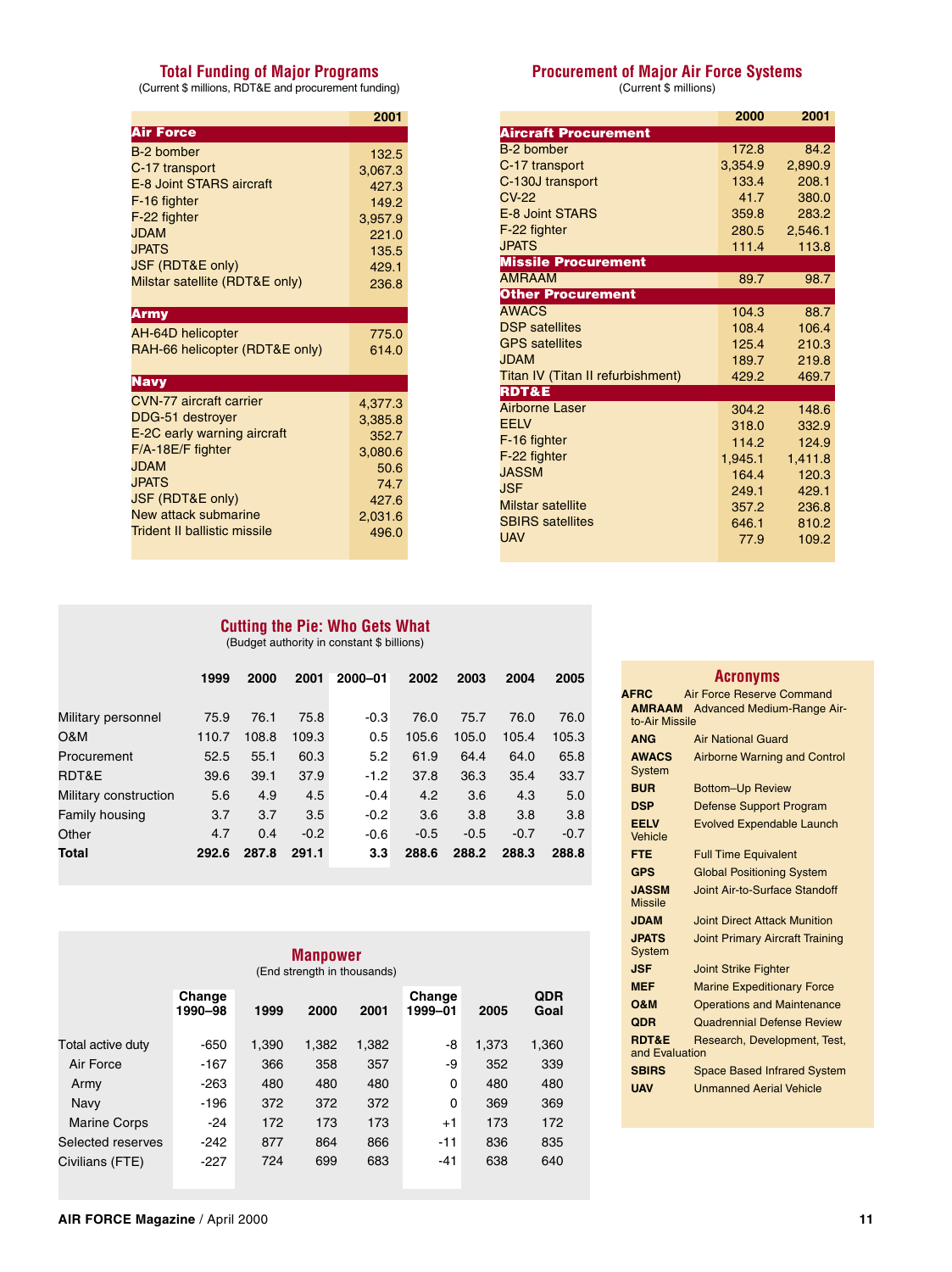## Total Funding of Major Programs

(Current $ millions, RDT&E and procurement funding)

| | 2001 |
|---|---|
| **Air Force** | |
| B-2 bomber | 132.5 |
| C-17 transport | 3,067.3 |
| E-8 Joint STARS aircraft | 427.3 |
| F-16 fighter | 149.2 |
| F-22 fighter | 3,957.9 |
| JDAM | 221.0 |
| JPATS | 135.5 |
| JSF (RDT&E only) | 429.1 |
| Milstar satellite (RDT&E only) | 236.8 |
| **Army** | |
| AH-64D helicopter | 775.0 |
| RAH-66 helicopter (RDT&E only) | 614.0 |
| **Navy** | |
| CVN-77 aircraft carrier | 4,377.3 |
| DDG-51 destroyer | 3,385.8 |
| E-2C early warning aircraft | 352.7 |
| F/A-18E/F fighter | 3,080.6 |
| JDAM | 50.6 |
| JPATS | 74.7 |
| JSF (RDT&E only) | 427.6 |
| New attack submarine | 2,031.6 |
| Trident II ballistic missile | 496.0 |

## Procurement of Major Air Force Systems

(Current $ millions)

| | 2000 | 2001 |
|---|---|---|
| **Aircraft Procurement** | | |
| B-2 bomber | 172.8 | 84.2 |
| C-17 transport | 3,354.9 | 2,890.9 |
| C-130J transport | 133.4 | 208.1 |
| CV-22 | 41.7 | 380.0 |
| E-8 Joint STARS | 359.8 | 283.2 |
| F-22 fighter | 280.5 | 2,546.1 |
| JPATS | 111.4 | 113.8 |
| **Missile Procurement** | | |
| AMRAAM | 89.7 | 98.7 |
| **Other Procurement** | | |
| AWACS | 104.3 | 88.7 |
| DSP satellites | 108.4 | 106.4 |
| GPS satellites | 125.4 | 210.3 |
| JDAM | 189.7 | 219.8 |
| Titan IV (Titan II refurbishment) | 429.2 | 469.7 |
| **RDT&E** | | |
| Airborne Laser | 304.2 | 148.6 |
| EELV | 318.0 | 332.9 |
| F-16 fighter | 114.2 | 124.9 |
| F-22 fighter | 1,945.1 | 1,411.8 |
| JASSM | 164.4 | 120.3 |
| JSF | 249.1 | 429.1 |
| Milstar satellite | 357.2 | 236.8 |
| SBIRS satellites | 646.1 | 810.2 |
| UAV | 77.9 | 109.2 |

## Cutting the Pie: Who Gets What

(Budget authority in constant $ billions)

| | 1999 | 2000 | 2001 | 2000–01 | 2002 | 2003 | 2004 | 2005 |
|---|---|---|---|---|---|---|---|---|
| Military personnel | 75.9 | 76.1 | 75.8 | -0.3 | 76.0 | 75.7 | 76.0 | 76.0 |
| O&M | 110.7 | 108.8 | 109.3 | 0.5 | 105.6 | 105.0 | 105.4 | 105.3 |
| Procurement | 52.5 | 55.1 | 60.3 | 5.2 | 61.9 | 64.4 | 64.0 | 65.8 |
| RDT&E | 39.6 | 39.1 | 37.9 | -1.2 | 37.8 | 36.3 | 35.4 | 33.7 |
| Military construction | 5.6 | 4.9 | 4.5 | -0.4 | 4.2 | 3.6 | 4.3 | 5.0 |
| Family housing | 3.7 | 3.7 | 3.5 | -0.2 | 3.6 | 3.8 | 3.8 | 3.8 |
| Other | 4.7 | 0.4 | -0.2 | -0.6 | -0.5 | -0.5 | -0.7 | -0.7 |
| **Total** | **292.6** | **287.8** | **291.1** | **3.3** | **288.6** | **288.2** | **288.3** | **288.8** |

## Manpower

(End strength in thousands)

| | Change 1990–98 | 1999 | 2000 | 2001 | Change 1999–01 | 2005 | QDR Goal |
|---|---|---|---|---|---|---|---|
| Total active duty | -650 | 1,390 | 1,382 | 1,382 | -8 | 1,373 | 1,360 |
| Air Force | -167 | 366 | 358 | 357 | -9 | 352 | 339 |
| Army | -263 | 480 | 480 | 480 | 0 | 480 | 480 |
| Navy | -196 | 372 | 372 | 372 | 0 | 369 | 369 |
| Marine Corps | -24 | 172 | 173 | 173 | +1 | 173 | 172 |
| Selected reserves | -242 | 877 | 864 | 866 | -11 | 836 | 835 |
| Civilians (FTE) | -227 | 724 | 699 | 683 | -41 | 638 | 640 |

## Acronyms

- **AFRC** Air Force Reserve Command
- **AMRAAM** Advanced Medium-Range Air-to-Air Missile
- **ANG** Air National Guard
- **AWACS** Airborne Warning and Control System
- **BUR** Bottom–Up Review
- **DSP** Defense Support Program
- **EELV** Evolved Expendable Launch Vehicle
- **FTE** Full Time Equivalent
- **GPS** Global Positioning System
- **JASSM** Joint Air-to-Surface Standoff Missile
- **JDAM** Joint Direct Attack Munition
- **JPATS** Joint Primary Aircraft Training System
- **JSF** Joint Strike Fighter
- **MEF** Marine Expeditionary Force
- **O&M** Operations and Maintenance
- **QDR** Quadrennial Defense Review
- **RDT&E** Research, Development, Test, and Evaluation
- **SBIRS** Space Based Infrared System
- **UAV** Unmanned Aerial Vehicle